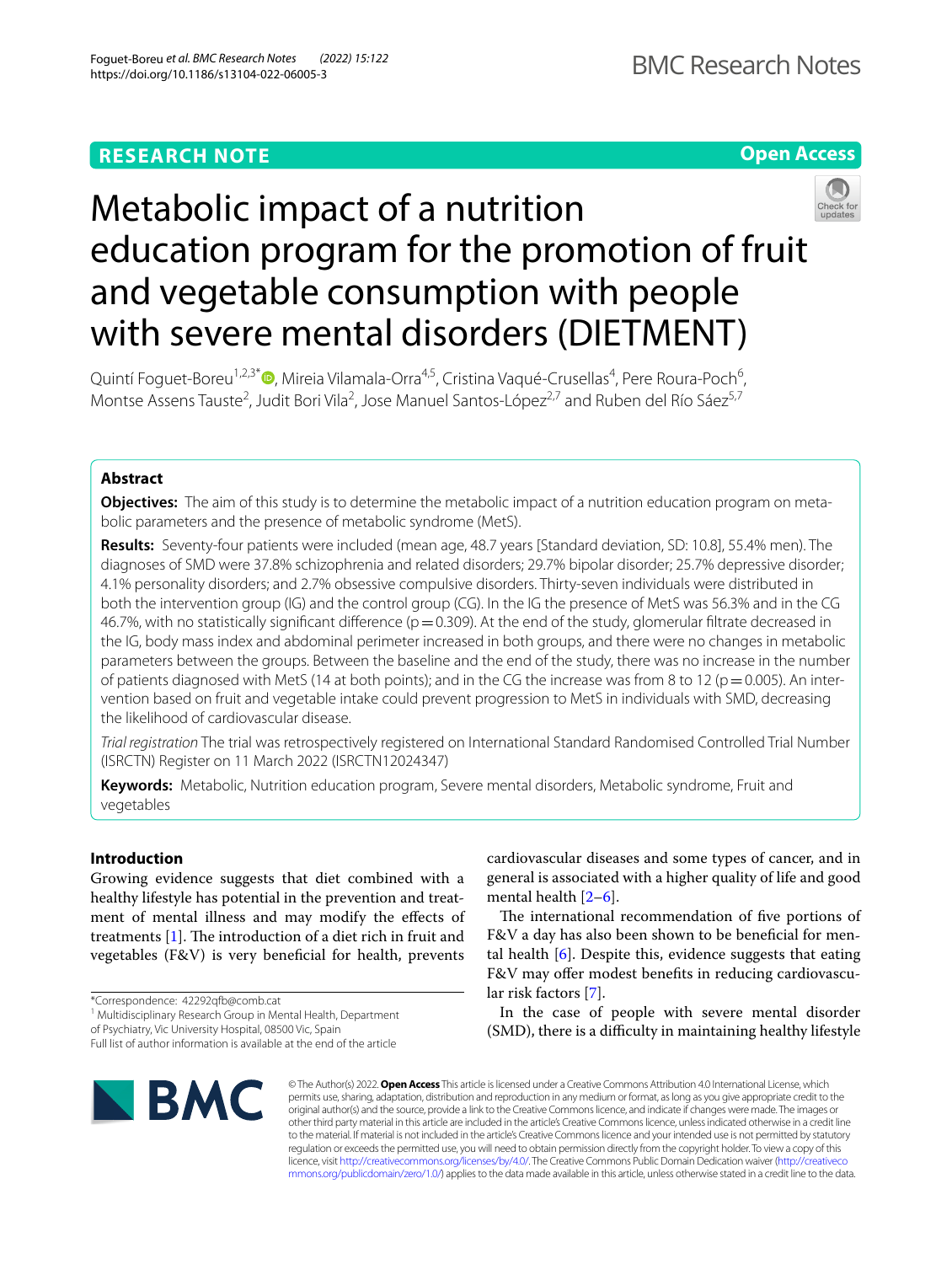RESEARCH NOTE

Open Access

# Metabolic impact of a nutrition education program for the promotion of fruit and vegetable consumption with people with severe mental disorders (DIETMENT)

Quintí Foguet-Boreu[1,2,3*], Mireia Vilamala-Orra[4,5], Cristina Vaqué-Crusellas[4], Pere Roura-Poch[6], Montse Assens Tauste[2], Judit Bori Vila[2], Jose Manuel Santos-López[2,7] and Ruben del Río Sáez[5,7]

## Abstract

**Objectives:** The aim of this study is to determine the metabolic impact of a nutrition education program on metabolic parameters and the presence of metabolic syndrome (MetS).

**Results:** Seventy-four patients were included (mean age, 48.7 years [Standard deviation, SD: 10.8], 55.4% men). The diagnoses of SMD were 37.8% schizophrenia and related disorders; 29.7% bipolar disorder; 25.7% depressive disorder; 4.1% personality disorders; and 2.7% obsessive compulsive disorders. Thirty-seven individuals were distributed in both the intervention group (IG) and the control group (CG). In the IG the presence of MetS was 56.3% and in the CG 46.7%, with no statistically significant difference ($p = 0.309$). At the end of the study, glomerular filtrate decreased in the IG, body mass index and abdominal perimeter increased in both groups, and there were no changes in metabolic parameters between the groups. Between the baseline and the end of the study, there was no increase in the number of patients diagnosed with MetS (14 at both points); and in the CG the increase was from 8 to 12 ($p = 0.005$). An intervention based on fruit and vegetable intake could prevent progression to MetS in individuals with SMD, decreasing the likelihood of cardiovascular disease.

*Trial registration* The trial was retrospectively registered on International Standard Randomised Controlled Trial Number (ISRCTN) Register on 11 March 2022 (ISRCTN12024347)

**Keywords:** Metabolic, Nutrition education program, Severe mental disorders, Metabolic syndrome, Fruit and vegetables

## Introduction

Growing evidence suggests that diet combined with a healthy lifestyle has potential in the prevention and treatment of mental illness and may modify the effects of treatments [1]. The introduction of a diet rich in fruit and vegetables (F&V) is very beneficial for health, prevents cardiovascular diseases and some types of cancer, and in general is associated with a higher quality of life and good mental health [2–6].

The international recommendation of five portions of F&V a day has also been shown to be beneficial for mental health [6]. Despite this, evidence suggests that eating F&V may offer modest benefits in reducing cardiovascular risk factors [7].

In the case of people with severe mental disorder (SMD), there is a difficulty in maintaining healthy lifestyle

*Correspondence: 42292qfb@comb.cat

[1] Multidisciplinary Research Group in Mental Health, Department of Psychiatry, Vic University Hospital, 08500 Vic, Spain

Full list of author information is available at the end of the article

© The Author(s) 2022. **Open Access** This article is licensed under a Creative Commons Attribution 4.0 International License, which permits use, sharing, adaptation, distribution and reproduction in any medium or format, as long as you give appropriate credit to the original author(s) and the source, provide a link to the Creative Commons licence, and indicate if changes were made. The images or other third party material in this article are included in the article's Creative Commons licence, unless indicated otherwise in a credit line to the material. If material is not included in the article's Creative Commons licence and your intended use is not permitted by statutory regulation or exceeds the permitted use, you will need to obtain permission directly from the copyright holder. To view a copy of this licence, visit http://creativecommons.org/licenses/by/4.0/. The Creative Commons Public Domain Dedication waiver (http://creativecommons.org/publicdomain/zero/1.0/) applies to the data made available in this article, unless otherwise stated in a credit line to the data.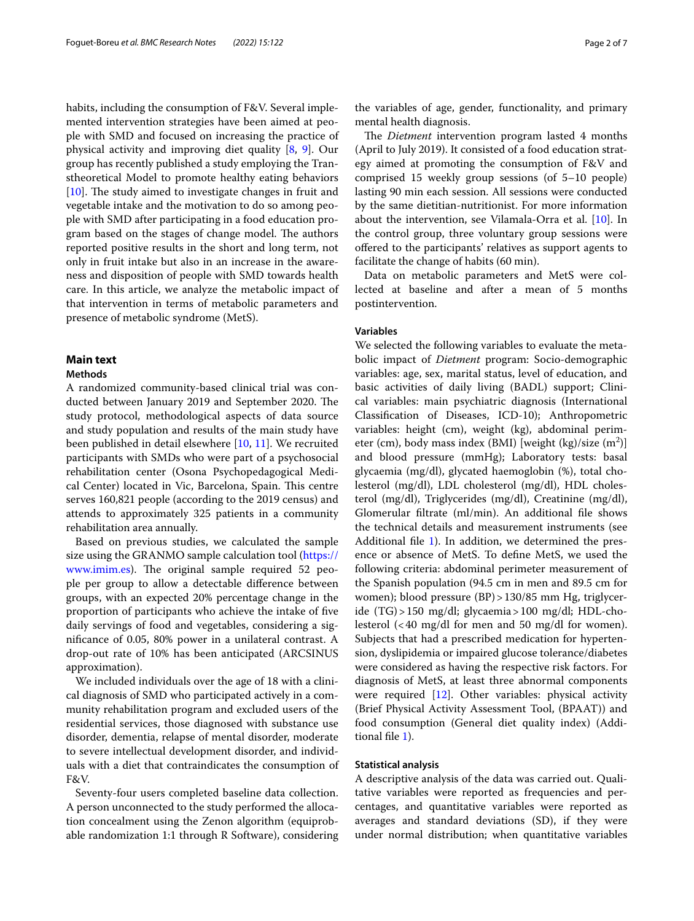habits, including the consumption of F&V. Several implemented intervention strategies have been aimed at people with SMD and focused on increasing the practice of physical activity and improving diet quality [8, 9]. Our group has recently published a study employing the Transtheoretical Model to promote healthy eating behaviors [10]. The study aimed to investigate changes in fruit and vegetable intake and the motivation to do so among people with SMD after participating in a food education program based on the stages of change model. The authors reported positive results in the short and long term, not only in fruit intake but also in an increase in the awareness and disposition of people with SMD towards health care. In this article, we analyze the metabolic impact of that intervention in terms of metabolic parameters and presence of metabolic syndrome (MetS).

## Main text

### Methods

A randomized community-based clinical trial was conducted between January 2019 and September 2020. The study protocol, methodological aspects of data source and study population and results of the main study have been published in detail elsewhere [10, 11]. We recruited participants with SMDs who were part of a psychosocial rehabilitation center (Osona Psychopedagogical Medical Center) located in Vic, Barcelona, Spain. This centre serves 160,821 people (according to the 2019 census) and attends to approximately 325 patients in a community rehabilitation area annually.

Based on previous studies, we calculated the sample size using the GRANMO sample calculation tool (https://www.imim.es). The original sample required 52 people per group to allow a detectable difference between groups, with an expected 20% percentage change in the proportion of participants who achieve the intake of five daily servings of food and vegetables, considering a significance of 0.05, 80% power in a unilateral contrast. A drop-out rate of 10% has been anticipated (ARCSINUS approximation).

We included individuals over the age of 18 with a clinical diagnosis of SMD who participated actively in a community rehabilitation program and excluded users of the residential services, those diagnosed with substance use disorder, dementia, relapse of mental disorder, moderate to severe intellectual development disorder, and individuals with a diet that contraindicates the consumption of F&V.

Seventy-four users completed baseline data collection. A person unconnected to the study performed the allocation concealment using the Zenon algorithm (equiprobable randomization 1:1 through R Software), considering the variables of age, gender, functionality, and primary mental health diagnosis.

The *Dietment* intervention program lasted 4 months (April to July 2019). It consisted of a food education strategy aimed at promoting the consumption of F&V and comprised 15 weekly group sessions (of 5–10 people) lasting 90 min each session. All sessions were conducted by the same dietitian-nutritionist. For more information about the intervention, see Vilamala-Orra et al. [10]. In the control group, three voluntary group sessions were offered to the participants' relatives as support agents to facilitate the change of habits (60 min).

Data on metabolic parameters and MetS were collected at baseline and after a mean of 5 months postintervention.

### Variables

We selected the following variables to evaluate the metabolic impact of *Dietment* program: Socio-demographic variables: age, sex, marital status, level of education, and basic activities of daily living (BADL) support; Clinical variables: main psychiatric diagnosis (International Classification of Diseases, ICD-10); Anthropometric variables: height (cm), weight (kg), abdominal perimeter (cm), body mass index (BMI) [weight (kg)/size ($m^2$)] and blood pressure (mmHg); Laboratory tests: basal glycaemia (mg/dl), glycated haemoglobin (%), total cholesterol (mg/dl), LDL cholesterol (mg/dl), HDL cholesterol (mg/dl), Triglycerides (mg/dl), Creatinine (mg/dl), Glomerular filtrate (ml/min). An additional file shows the technical details and measurement instruments (see Additional file 1). In addition, we determined the presence or absence of MetS. To define MetS, we used the following criteria: abdominal perimeter measurement of the Spanish population (94.5 cm in men and 89.5 cm for women); blood pressure (BP) > 130/85 mm Hg, triglyceride (TG) > 150 mg/dl; glycaemia > 100 mg/dl; HDL-cholesterol (< 40 mg/dl for men and 50 mg/dl for women). Subjects that had a prescribed medication for hypertension, dyslipidemia or impaired glucose tolerance/diabetes were considered as having the respective risk factors. For diagnosis of MetS, at least three abnormal components were required [12]. Other variables: physical activity (Brief Physical Activity Assessment Tool, (BPAAT)) and food consumption (General diet quality index) (Additional file 1).

### Statistical analysis

A descriptive analysis of the data was carried out. Qualitative variables were reported as frequencies and percentages, and quantitative variables were reported as averages and standard deviations (SD), if they were under normal distribution; when quantitative variables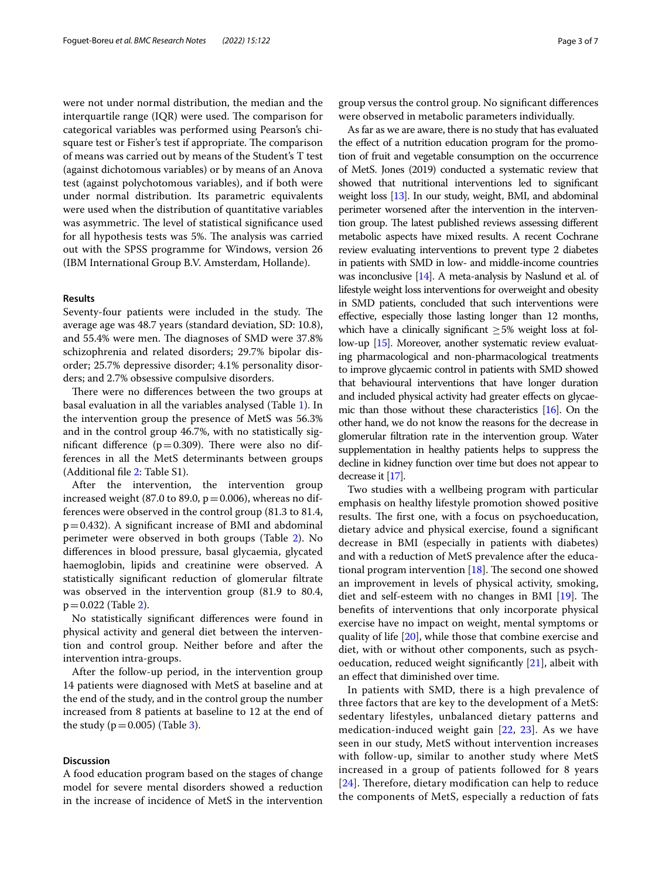were not under normal distribution, the median and the interquartile range (IQR) were used. The comparison for categorical variables was performed using Pearson's chi-square test or Fisher's test if appropriate. The comparison of means was carried out by means of the Student's T test (against dichotomous variables) or by means of an Anova test (against polychotomous variables), and if both were under normal distribution. Its parametric equivalents were used when the distribution of quantitative variables was asymmetric. The level of statistical significance used for all hypothesis tests was 5%. The analysis was carried out with the SPSS programme for Windows, version 26 (IBM International Group B.V. Amsterdam, Hollande).

## Results

Seventy-four patients were included in the study. The average age was 48.7 years (standard deviation, SD: 10.8), and 55.4% were men. The diagnoses of SMD were 37.8% schizophrenia and related disorders; 29.7% bipolar disorder; 25.7% depressive disorder; 4.1% personality disorders; and 2.7% obsessive compulsive disorders.

There were no differences between the two groups at basal evaluation in all the variables analysed (Table 1). In the intervention group the presence of MetS was 56.3% and in the control group 46.7%, with no statistically significant difference ($p = 0.309$). There were also no differences in all the MetS determinants between groups (Additional file 2: Table S1).

After the intervention, the intervention group increased weight (87.0 to 89.0, $p = 0.006$), whereas no differences were observed in the control group (81.3 to 81.4, $p = 0.432$). A significant increase of BMI and abdominal perimeter were observed in both groups (Table 2). No differences in blood pressure, basal glycaemia, glycated haemoglobin, lipids and creatinine were observed. A statistically significant reduction of glomerular filtrate was observed in the intervention group (81.9 to 80.4, $p = 0.022$ (Table 2).

No statistically significant differences were found in physical activity and general diet between the intervention and control group. Neither before and after the intervention intra-groups.

After the follow-up period, in the intervention group 14 patients were diagnosed with MetS at baseline and at the end of the study, and in the control group the number increased from 8 patients at baseline to 12 at the end of the study ($p = 0.005$) (Table 3).

## Discussion

A food education program based on the stages of change model for severe mental disorders showed a reduction in the increase of incidence of MetS in the intervention group versus the control group. No significant differences were observed in metabolic parameters individually.

As far as we are aware, there is no study that has evaluated the effect of a nutrition education program for the promotion of fruit and vegetable consumption on the occurrence of MetS. Jones (2019) conducted a systematic review that showed that nutritional interventions led to significant weight loss [13]. In our study, weight, BMI, and abdominal perimeter worsened after the intervention in the intervention group. The latest published reviews assessing different metabolic aspects have mixed results. A recent Cochrane review evaluating interventions to prevent type 2 diabetes in patients with SMD in low- and middle-income countries was inconclusive [14]. A meta-analysis by Naslund et al. of lifestyle weight loss interventions for overweight and obesity in SMD patients, concluded that such interventions were effective, especially those lasting longer than 12 months, which have a clinically significant $\geq$5% weight loss at follow-up [15]. Moreover, another systematic review evaluating pharmacological and non-pharmacological treatments to improve glycaemic control in patients with SMD showed that behavioural interventions that have longer duration and included physical activity had greater effects on glycaemic than those without these characteristics [16]. On the other hand, we do not know the reasons for the decrease in glomerular filtration rate in the intervention group. Water supplementation in healthy patients helps to suppress the decline in kidney function over time but does not appear to decrease it [17].

Two studies with a wellbeing program with particular emphasis on healthy lifestyle promotion showed positive results. The first one, with a focus on psychoeducation, dietary advice and physical exercise, found a significant decrease in BMI (especially in patients with diabetes) and with a reduction of MetS prevalence after the educational program intervention [18]. The second one showed an improvement in levels of physical activity, smoking, diet and self-esteem with no changes in BMI [19]. The benefits of interventions that only incorporate physical exercise have no impact on weight, mental symptoms or quality of life [20], while those that combine exercise and diet, with or without other components, such as psychoeducation, reduced weight significantly [21], albeit with an effect that diminished over time.

In patients with SMD, there is a high prevalence of three factors that are key to the development of a MetS: sedentary lifestyles, unbalanced dietary patterns and medication-induced weight gain [22, 23]. As we have seen in our study, MetS without intervention increases with follow-up, similar to another study where MetS increased in a group of patients followed for 8 years [24]. Therefore, dietary modification can help to reduce the components of MetS, especially a reduction of fats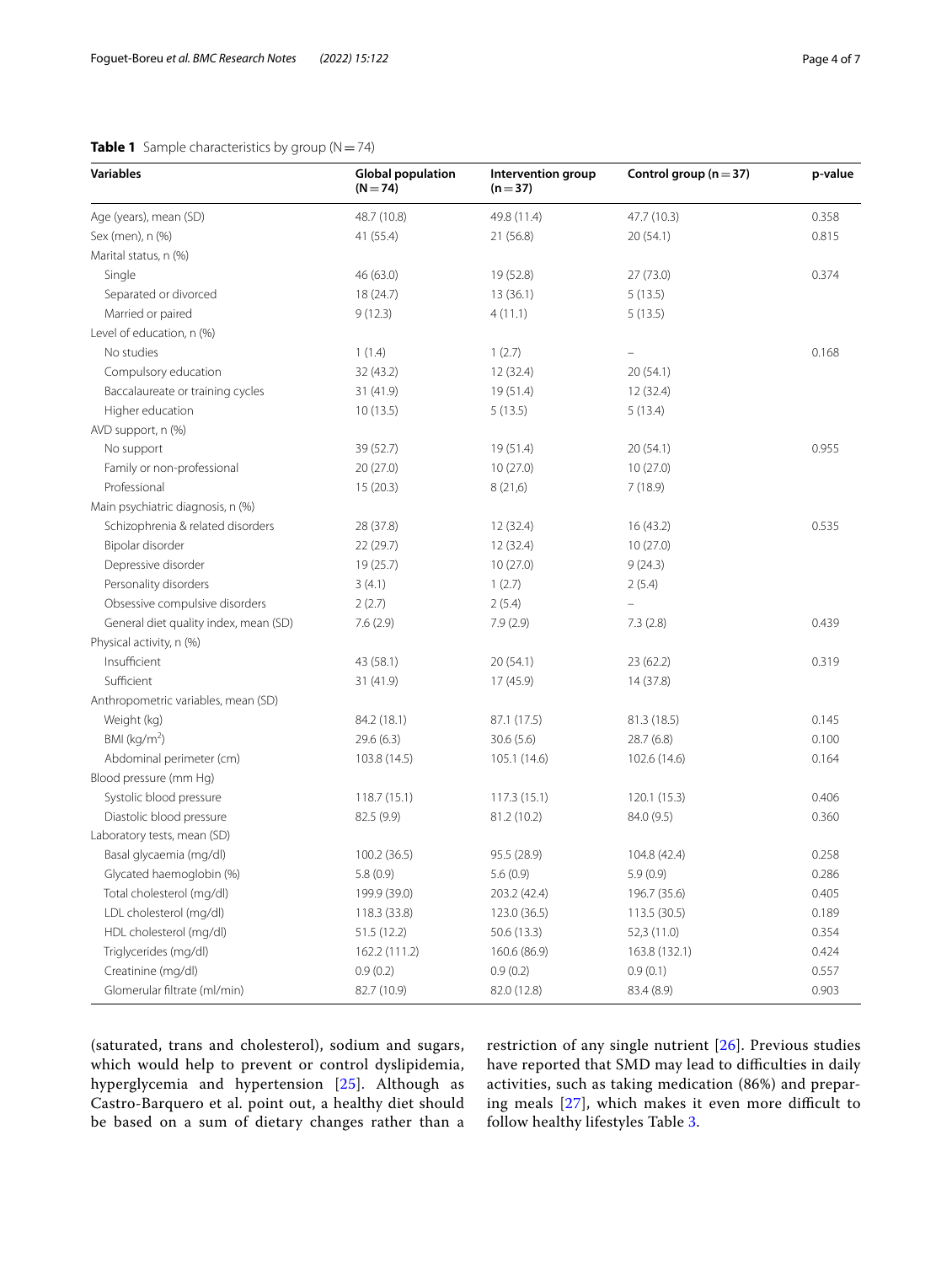**Table 1** Sample characteristics by group (N = 74)

| Variables | Global population (N = 74) | Intervention group (n = 37) | Control group (n = 37) | p-value |
|---|---|---|---|---|
| Age (years), mean (SD) | 48.7 (10.8) | 49.8 (11.4) | 47.7 (10.3) | 0.358 |
| Sex (men), n (%) | 41 (55.4) | 21 (56.8) | 20 (54.1) | 0.815 |
| Marital status, n (%) | | | | |
| Single | 46 (63.0) | 19 (52.8) | 27 (73.0) | 0.374 |
| Separated or divorced | 18 (24.7) | 13 (36.1) | 5 (13.5) | |
| Married or paired | 9 (12.3) | 4 (11.1) | 5 (13.5) | |
| Level of education, n (%) | | | | |
| No studies | 1 (1.4) | 1 (2.7) | – | 0.168 |
| Compulsory education | 32 (43.2) | 12 (32.4) | 20 (54.1) | |
| Baccalaureate or training cycles | 31 (41.9) | 19 (51.4) | 12 (32.4) | |
| Higher education | 10 (13.5) | 5 (13.5) | 5 (13.4) | |
| AVD support, n (%) | | | | |
| No support | 39 (52.7) | 19 (51.4) | 20 (54.1) | 0.955 |
| Family or non-professional | 20 (27.0) | 10 (27.0) | 10 (27.0) | |
| Professional | 15 (20.3) | 8 (21,6) | 7 (18.9) | |
| Main psychiatric diagnosis, n (%) | | | | |
| Schizophrenia & related disorders | 28 (37.8) | 12 (32.4) | 16 (43.2) | 0.535 |
| Bipolar disorder | 22 (29.7) | 12 (32.4) | 10 (27.0) | |
| Depressive disorder | 19 (25.7) | 10 (27.0) | 9 (24.3) | |
| Personality disorders | 3 (4.1) | 1 (2.7) | 2 (5.4) | |
| Obsessive compulsive disorders | 2 (2.7) | 2 (5.4) | – | |
| General diet quality index, mean (SD) | 7.6 (2.9) | 7.9 (2.9) | 7.3 (2.8) | 0.439 |
| Physical activity, n (%) | | | | |
| Insufficient | 43 (58.1) | 20 (54.1) | 23 (62.2) | 0.319 |
| Sufficient | 31 (41.9) | 17 (45.9) | 14 (37.8) | |
| Anthropometric variables, mean (SD) | | | | |
| Weight (kg) | 84.2 (18.1) | 87.1 (17.5) | 81.3 (18.5) | 0.145 |
| BMI (kg/m$^2$) | 29.6 (6.3) | 30.6 (5.6) | 28.7 (6.8) | 0.100 |
| Abdominal perimeter (cm) | 103.8 (14.5) | 105.1 (14.6) | 102.6 (14.6) | 0.164 |
| Blood pressure (mm Hg) | | | | |
| Systolic blood pressure | 118.7 (15.1) | 117.3 (15.1) | 120.1 (15.3) | 0.406 |
| Diastolic blood pressure | 82.5 (9.9) | 81.2 (10.2) | 84.0 (9.5) | 0.360 |
| Laboratory tests, mean (SD) | | | | |
| Basal glycaemia (mg/dl) | 100.2 (36.5) | 95.5 (28.9) | 104.8 (42.4) | 0.258 |
| Glycated haemoglobin (%) | 5.8 (0.9) | 5.6 (0.9) | 5.9 (0.9) | 0.286 |
| Total cholesterol (mg/dl) | 199.9 (39.0) | 203.2 (42.4) | 196.7 (35.6) | 0.405 |
| LDL cholesterol (mg/dl) | 118.3 (33.8) | 123.0 (36.5) | 113.5 (30.5) | 0.189 |
| HDL cholesterol (mg/dl) | 51.5 (12.2) | 50.6 (13.3) | 52,3 (11.0) | 0.354 |
| Triglycerides (mg/dl) | 162.2 (111.2) | 160.6 (86.9) | 163.8 (132.1) | 0.424 |
| Creatinine (mg/dl) | 0.9 (0.2) | 0.9 (0.2) | 0.9 (0.1) | 0.557 |
| Glomerular filtrate (ml/min) | 82.7 (10.9) | 82.0 (12.8) | 83.4 (8.9) | 0.903 |

(saturated, trans and cholesterol), sodium and sugars, which would help to prevent or control dyslipidemia, hyperglycemia and hypertension [25]. Although as Castro-Barquero et al. point out, a healthy diet should be based on a sum of dietary changes rather than a restriction of any single nutrient [26]. Previous studies have reported that SMD may lead to difficulties in daily activities, such as taking medication (86%) and preparing meals [27], which makes it even more difficult to follow healthy lifestyles Table 3.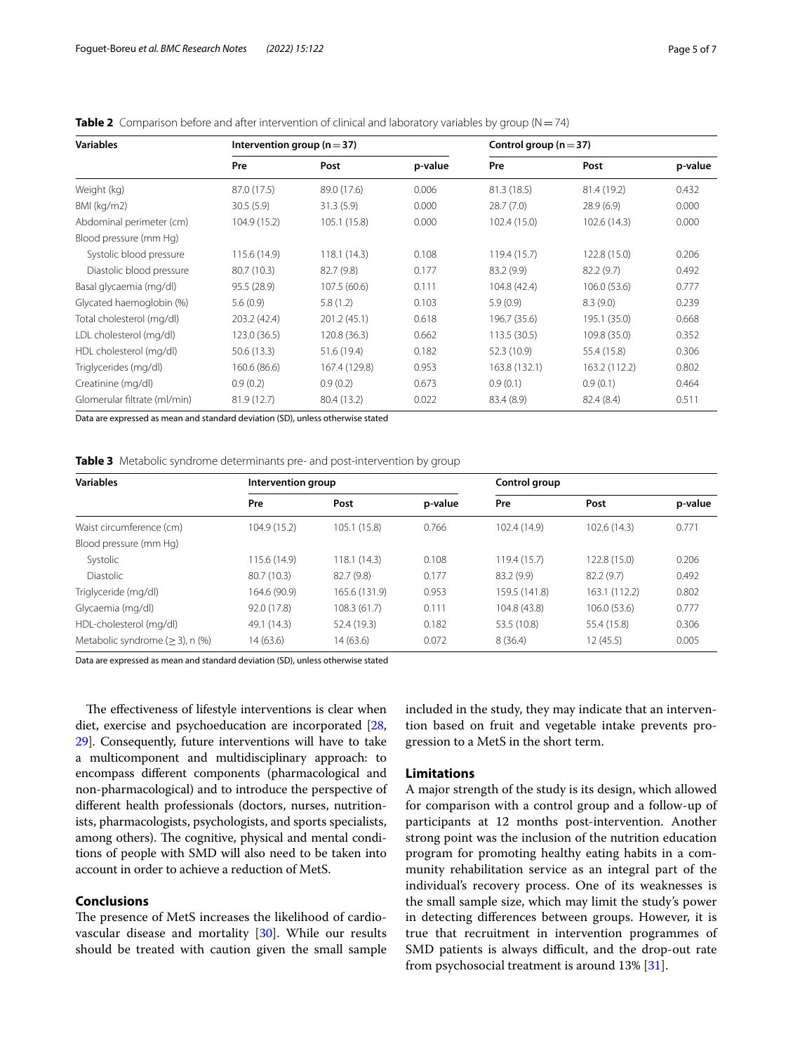**Table 2** Comparison before and after intervention of clinical and laboratory variables by group (N = 74)

| Variables | Intervention group (n = 37) | | | Control group (n = 37) | | |
|---|---|---|---|---|---|---|
| | Pre | Post | p-value | Pre | Post | p-value |
| Weight (kg) | 87.0 (17.5) | 89.0 (17.6) | 0.006 | 81.3 (18.5) | 81.4 (19.2) | 0.432 |
| BMI (kg/m2) | 30.5 (5.9) | 31.3 (5.9) | 0.000 | 28.7 (7.0) | 28.9 (6.9) | 0.000 |
| Abdominal perimeter (cm) | 104.9 (15.2) | 105.1 (15.8) | 0.000 | 102.4 (15.0) | 102.6 (14.3) | 0.000 |
| Blood pressure (mm Hg) | | | | | | |
| Systolic blood pressure | 115.6 (14.9) | 118.1 (14.3) | 0.108 | 119.4 (15.7) | 122.8 (15.0) | 0.206 |
| Diastolic blood pressure | 80.7 (10.3) | 82.7 (9.8) | 0.177 | 83.2 (9.9) | 82.2 (9.7) | 0.492 |
| Basal glycaemia (mg/dl) | 95.5 (28.9) | 107.5 (60.6) | 0.111 | 104.8 (42.4) | 106.0 (53.6) | 0.777 |
| Glycated haemoglobin (%) | 5.6 (0.9) | 5.8 (1.2) | 0.103 | 5.9 (0.9) | 8.3 (9.0) | 0.239 |
| Total cholesterol (mg/dl) | 203.2 (42.4) | 201.2 (45.1) | 0.618 | 196.7 (35.6) | 195.1 (35.0) | 0.668 |
| LDL cholesterol (mg/dl) | 123.0 (36.5) | 120.8 (36.3) | 0.662 | 113.5 (30.5) | 109.8 (35.0) | 0.352 |
| HDL cholesterol (mg/dl) | 50.6 (13.3) | 51.6 (19.4) | 0.182 | 52.3 (10.9) | 55.4 (15.8) | 0.306 |
| Triglycerides (mg/dl) | 160.6 (86.6) | 167.4 (129.8) | 0.953 | 163.8 (132.1) | 163.2 (112.2) | 0.802 |
| Creatinine (mg/dl) | 0.9 (0.2) | 0.9 (0.2) | 0.673 | 0.9 (0.1) | 0.9 (0.1) | 0.464 |
| Glomerular filtrate (ml/min) | 81.9 (12.7) | 80.4 (13.2) | 0.022 | 83.4 (8.9) | 82.4 (8.4) | 0.511 |

Data are expressed as mean and standard deviation (SD), unless otherwise stated

**Table 3** Metabolic syndrome determinants pre- and post-intervention by group

| Variables | Intervention group | | | Control group | | |
|---|---|---|---|---|---|---|
| | Pre | Post | p-value | Pre | Post | p-value |
| Waist circumference (cm) | 104.9 (15.2) | 105.1 (15.8) | 0.766 | 102.4 (14.9) | 102.6 (14.3) | 0.771 |
| Blood pressure (mm Hg) | | | | | | |
| Systolic | 115.6 (14.9) | 118.1 (14.3) | 0.108 | 119.4 (15.7) | 122.8 (15.0) | 0.206 |
| Diastolic | 80.7 (10.3) | 82.7 (9.8) | 0.177 | 83.2 (9.9) | 82.2 (9.7) | 0.492 |
| Triglyceride (mg/dl) | 164.6 (90.9) | 165.6 (131.9) | 0.953 | 159.5 (141.8) | 163.1 (112.2) | 0.802 |
| Glycaemia (mg/dl) | 92.0 (17.8) | 108.3 (61.7) | 0.111 | 104.8 (43.8) | 106.0 (53.6) | 0.777 |
| HDL-cholesterol (mg/dl) | 49.1 (14.3) | 52.4 (19.3) | 0.182 | 53.5 (10.8) | 55.4 (15.8) | 0.306 |
| Metabolic syndrome (≥ 3), n (%) | 14 (63.6) | 14 (63.6) | 0.072 | 8 (36.4) | 12 (45.5) | 0.005 |

Data are expressed as mean and standard deviation (SD), unless otherwise stated

The effectiveness of lifestyle interventions is clear when diet, exercise and psychoeducation are incorporated [28, 29]. Consequently, future interventions will have to take a multicomponent and multidisciplinary approach: to encompass different components (pharmacological and non-pharmacological) and to introduce the perspective of different health professionals (doctors, nurses, nutritionists, pharmacologists, psychologists, and sports specialists, among others). The cognitive, physical and mental conditions of people with SMD will also need to be taken into account in order to achieve a reduction of MetS.

## Conclusions

The presence of MetS increases the likelihood of cardiovascular disease and mortality [30]. While our results should be treated with caution given the small sample included in the study, they may indicate that an intervention based on fruit and vegetable intake prevents progression to a MetS in the short term.

## Limitations

A major strength of the study is its design, which allowed for comparison with a control group and a follow-up of participants at 12 months post-intervention. Another strong point was the inclusion of the nutrition education program for promoting healthy eating habits in a community rehabilitation service as an integral part of the individual's recovery process. One of its weaknesses is the small sample size, which may limit the study's power in detecting differences between groups. However, it is true that recruitment in intervention programmes of SMD patients is always difficult, and the drop-out rate from psychosocial treatment is around 13% [31].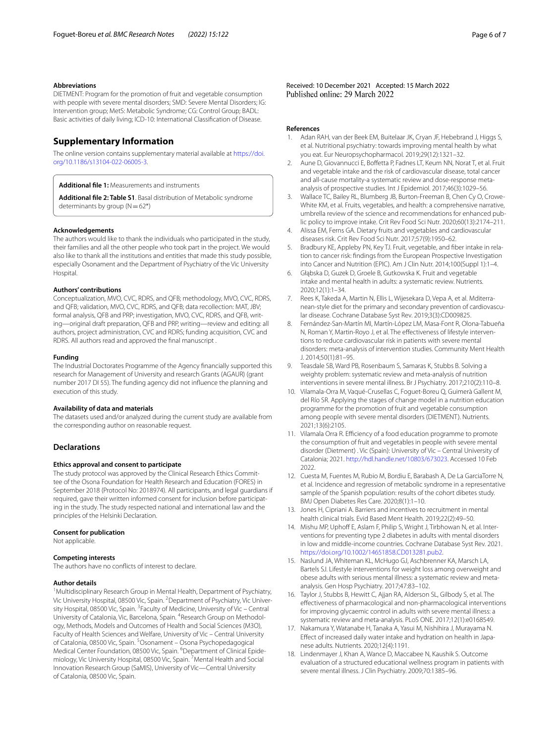### Abbreviations

DIETMENT: Program for the promotion of fruit and vegetable consumption with people with severe mental disorders; SMD: Severe Mental Disorders; IG: Intervention group; MetS: Metabolic Syndrome; CG: Control Group; BADL: Basic activities of daily living; ICD-10: International Classification of Disease.

## Supplementary Information

The online version contains supplementary material available at https://doi.org/10.1186/s13104-022-06005-3.

**Additional file 1:** Measurements and instruments

**Additional file 2: Table S1**. Basal distribution of Metabolic syndrome determinants by group (N = 62*)

### Acknowledgements

The authors would like to thank the individuals who participated in the study, their families and all the other people who took part in the project. We would also like to thank all the institutions and entities that made this study possible, especially Osonament and the Department of Psychiatry of the Vic University Hospital.

### Authors' contributions

Conceptualization, MVO, CVC, RDRS, and QFB; methodology, MVO, CVC, RDRS, and QFB; validation, MVO, CVC, RDRS, and QFB; data recollection: MAT, JBV; formal analysis, QFB and PRP; investigation, MVO, CVC, RDRS, and QFB, writing—original draft preparation, QFB and PRP, writing—review and editing: all authors, project administration, CVC and RDRS; funding acquisition, CVC and RDRS. All authors read and approved the final manuscript .

### Funding

The Industrial Doctorates Programme of the Agency financially supported this research for Management of University and research Grants (AGAUR) (grant number 2017 DI 55). The funding agency did not influence the planning and execution of this study.

### Availability of data and materials

The datasets used and/or analyzed during the current study are available from the corresponding author on reasonable request.

## Declarations

### Ethics approval and consent to participate

The study protocol was approved by the Clinical Research Ethics Committee of the Osona Foundation for Health Research and Education (FORES) in September 2018 (Protocol No: 2018974). All participants, and legal guardians if required, gave their written informed consent for inclusion before participating in the study. The study respected national and international law and the principles of the Helsinki Declaration.

### Consent for publication

Not applicable.

### Competing interests

The authors have no conflicts of interest to declare.

### Author details

[1]Multidisciplinary Research Group in Mental Health, Department of Psychiatry, Vic University Hospital, 08500 Vic, Spain. [2]Department of Psychiatry, Vic University Hospital, 08500 Vic, Spain. [3]Faculty of Medicine, University of Vic – Central University of Catalonia, Vic, Barcelona, Spain. [4]Research Group on Methodology, Methods, Models and Outcomes of Health and Social Sciences (M3O), Faculty of Health Sciences and Welfare, University of Vic – Central University of Catalonia, 08500 Vic, Spain. [5]Osonament – Osona Psychopedagogical Medical Center Foundation, 08500 Vic, Spain. [6]Department of Clinical Epidemiology, Vic University Hospital, 08500 Vic, Spain. [7]Mental Health and Social Innovation Research Group (SaMIS), University of Vic—Central University of Catalonia, 08500 Vic, Spain.

Received: 10 December 2021 Accepted: 15 March 2022
Published online: 29 March 2022

### References

1. Adan RAH, van der Beek EM, Buitelaar JK, Cryan JF, Hebebrand J, Higgs S, et al. Nutritional psychiatry: towards improving mental health by what you eat. Eur Neuropsychopharmacol. 2019;29(12):1321–32.
2. Aune D, Giovannucci E, Boffetta P, Fadnes LT, Keum NN, Norat T, et al. Fruit and vegetable intake and the risk of cardiovascular disease, total cancer and all-cause mortality-a systematic review and dose-response meta-analysis of prospective studies. Int J Epidemiol. 2017;46(3):1029–56.
3. Wallace TC, Bailey RL, Blumberg JB, Burton-Freeman B, Chen Cy O, Crowe-White KM, et al. Fruits, vegetables, and health: a comprehensive narrative, umbrella review of the science and recommendations for enhanced public policy to improve intake. Crit Rev Food Sci Nutr. 2020;60(13):2174–211.
4. Alissa EM, Ferns GA. Dietary fruits and vegetables and cardiovascular diseases risk. Crit Rev Food Sci Nutr. 2017;57(9):1950–62.
5. Bradbury KE, Appleby PN, Key TJ. Fruit, vegetable, and fiber intake in relation to cancer risk: findings from the European Prospective Investigation into Cancer and Nutrition (EPIC). Am J Clin Nutr. 2014;100(Suppl 1):1–4.
6. Głąbska D, Guzek D, Groele B, Gutkowska K. Fruit and vegetable intake and mental health in adults: a systematic review. Nutrients. 2020;12(1):1–34.
7. Rees K, Takeda A, Martin N, Ellis L, Wijesekara D, Vepa A, et al. Mediterranean-style diet for the primary and secondary prevention of cardiovascular disease. Cochrane Database Syst Rev. 2019;3(3):CD009825.
8. Fernández-San-Martín MI, Martín-López LM, Masa-Font R, Olona-Tabueña N, Roman Y, Martin-Royo J, et al. The effectiveness of lifestyle interventions to reduce cardiovascular risk in patients with severe mental disorders: meta-analysis of intervention studies. Community Ment Health J. 2014;50(1):81–95.
9. Teasdale SB, Ward PB, Rosenbaum S, Samaras K, Stubbs B. Solving a weighty problem: systematic review and meta-analysis of nutrition interventions in severe mental illness. Br J Psychiatry. 2017;210(2):110–8.
10. Vilamala-Orra M, Vaqué-Crusellas C, Foguet-Boreu Q, Guimerà Gallent M, del Río SR. Applying the stages of change model in a nutrition education programme for the promotion of fruit and vegetable consumption among people with severe mental disorders (DIETMENT). Nutrients. 2021;13(6):2105.
11. Vilamala Orra R. Efficiency of a food education programme to promote the consumption of fruit and vegetables in people with severe mental disorder (Dietment) . Vic (Spain): University of Vic – Central University of Catalonia; 2021. http://hdl.handle.net/10803/673023. Accessed 10 Feb 2022.
12. Cuesta M, Fuentes M, Rubio M, Bordiu E, Barabash A, De La GarciaTorre N, et al. Incidence and regression of metabolic syndrome in a representative sample of the Spanish population: results of the cohort dibetes study. BMJ Open Diabetes Res Care. 2020;8(1):1–10.
13. Jones H, Cipriani A. Barriers and incentives to recruitment in mental health clinical trials. Evid Based Ment Health. 2019;22(2):49–50.
14. Mishu MP, Uphoff E, Aslam F, Philip S, Wright J, Tirbhowan N, et al. Interventions for preventing type 2 diabetes in adults with mental disorders in low and middle-income countries. Cochrane Database Syst Rev. 2021. https://doi.org/10.1002/14651858.CD013281.pub2.
15. Naslund JA, Whiteman KL, McHugo GJ, Aschbrenner KA, Marsch LA, Bartels SJ. Lifestyle interventions for weight loss among overweight and obese adults with serious mental illness: a systematic review and meta-analysis. Gen Hosp Psychiatry. 2017;47:83–102.
16. Taylor J, Stubbs B, Hewitt C, Ajjan RA, Alderson SL, Gilbody S, et al. The effectiveness of pharmacological and non-pharmacological interventions for improving glycaemic control in adults with severe mental illness: a systematic review and meta-analysis. PLoS ONE. 2017;12(1):e0168549.
17. Nakamura Y, Watanabe H, Tanaka A, Yasui M, Nishihira J, Murayama N. Effect of increased daily water intake and hydration on health in Japanese adults. Nutrients. 2020;12(4):1191.
18. Lindenmayer J, Khan A, Wance D, Maccabee N, Kaushik S. Outcome evaluation of a structured educational wellness program in patients with severe mental illness. J Clin Psychiatry. 2009;70:1385–96.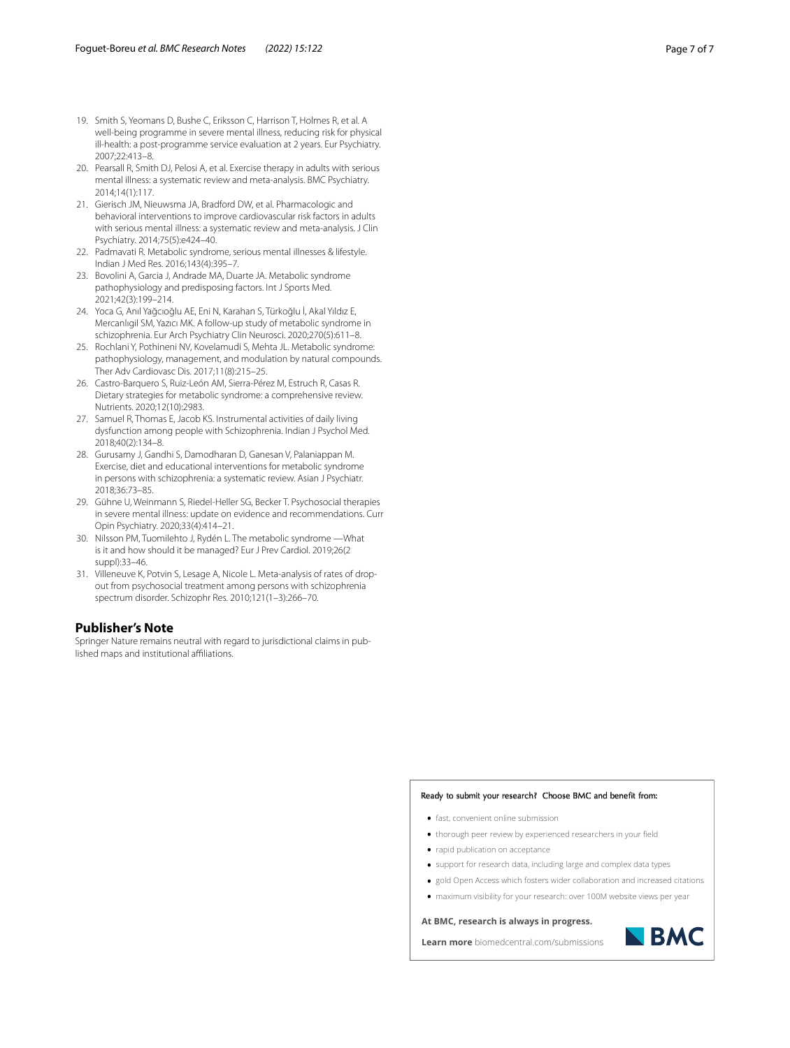19. Smith S, Yeomans D, Bushe C, Eriksson C, Harrison T, Holmes R, et al. A well-being programme in severe mental illness, reducing risk for physical ill-health: a post-programme service evaluation at 2 years. Eur Psychiatry. 2007;22:413–8.
20. Pearsall R, Smith DJ, Pelosi A, et al. Exercise therapy in adults with serious mental illness: a systematic review and meta-analysis. BMC Psychiatry. 2014;14(1):117.
21. Gierisch JM, Nieuwsma JA, Bradford DW, et al. Pharmacologic and behavioral interventions to improve cardiovascular risk factors in adults with serious mental illness: a systematic review and meta-analysis. J Clin Psychiatry. 2014;75(5):e424–40.
22. Padmavati R. Metabolic syndrome, serious mental illnesses & lifestyle. Indian J Med Res. 2016;143(4):395–7.
23. Bovolini A, Garcia J, Andrade MA, Duarte JA. Metabolic syndrome pathophysiology and predisposing factors. Int J Sports Med. 2021;42(3):199–214.
24. Yoca G, Anıl Yağcıoğlu AE, Eni N, Karahan S, Türkoğlu İ, Akal Yıldız E, Mercanlıgil SM, Yazıcı MK. A follow-up study of metabolic syndrome in schizophrenia. Eur Arch Psychiatry Clin Neurosci. 2020;270(5):611–8.
25. Rochlani Y, Pothineni NV, Kovelamudi S, Mehta JL. Metabolic syndrome: pathophysiology, management, and modulation by natural compounds. Ther Adv Cardiovasc Dis. 2017;11(8):215–25.
26. Castro-Barquero S, Ruiz-León AM, Sierra-Pérez M, Estruch R, Casas R. Dietary strategies for metabolic syndrome: a comprehensive review. Nutrients. 2020;12(10):2983.
27. Samuel R, Thomas E, Jacob KS. Instrumental activities of daily living dysfunction among people with Schizophrenia. Indian J Psychol Med. 2018;40(2):134–8.
28. Gurusamy J, Gandhi S, Damodharan D, Ganesan V, Palaniappan M. Exercise, diet and educational interventions for metabolic syndrome in persons with schizophrenia: a systematic review. Asian J Psychiatr. 2018;36:73–85.
29. Gühne U, Weinmann S, Riedel-Heller SG, Becker T. Psychosocial therapies in severe mental illness: update on evidence and recommendations. Curr Opin Psychiatry. 2020;33(4):414–21.
30. Nilsson PM, Tuomilehto J, Rydén L. The metabolic syndrome —What is it and how should it be managed? Eur J Prev Cardiol. 2019;26(2 suppl):33–46.
31. Villeneuve K, Potvin S, Lesage A, Nicole L. Meta-analysis of rates of drop-out from psychosocial treatment among persons with schizophrenia spectrum disorder. Schizophr Res. 2010;121(1–3):266–70.

## Publisher's Note

Springer Nature remains neutral with regard to jurisdictional claims in published maps and institutional affiliations.

Ready to submit your research? Choose BMC and benefit from:

- fast, convenient online submission
- thorough peer review by experienced researchers in your field
- rapid publication on acceptance
- support for research data, including large and complex data types
- gold Open Access which fosters wider collaboration and increased citations
- maximum visibility for your research: over 100M website views per year

**At BMC, research is always in progress.**

**Learn more** biomedcentral.com/submissions

BMC